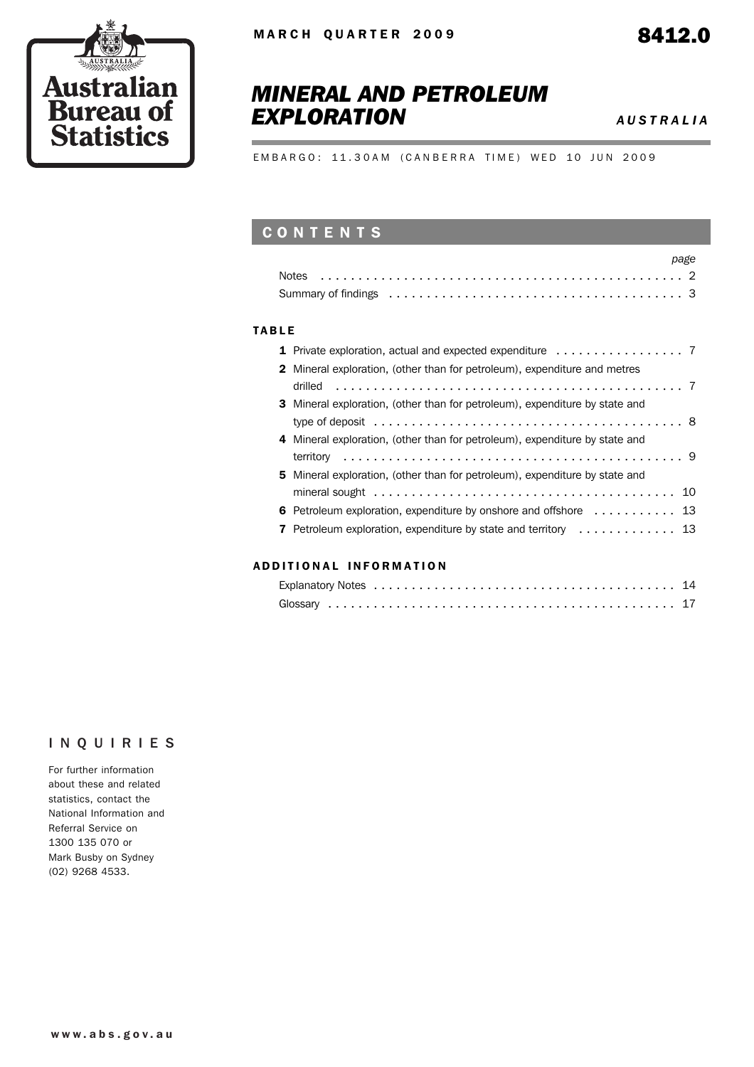Australian Bureau of Statistics

MARCH QUARTER 2009

8412.0

# MINERAL AND PETROLEUM EXPLORATION

*AUSTRALIA*

EMBARGO: 11.30AM (CANBERRA TIME) WED 10 JUN 2009

## CONTENTS

| | page |
|---|---|
| Notes | 2 |
| Summary of findings | 3 |

### TABLE

| | page |
|---|---|
| **1** Private exploration, actual and expected expenditure | 7 |
| **2** Mineral exploration, (other than for petroleum), expenditure and metres drilled | 7 |
| **3** Mineral exploration, (other than for petroleum), expenditure by state and type of deposit | 8 |
| **4** Mineral exploration, (other than for petroleum), expenditure by state and territory | 9 |
| **5** Mineral exploration, (other than for petroleum), expenditure by state and mineral sought | 10 |
| **6** Petroleum exploration, expenditure by onshore and offshore | 13 |
| **7** Petroleum exploration, expenditure by state and territory | 13 |

### ADDITIONAL INFORMATION

| | page |
|---|---|
| Explanatory Notes | 14 |
| Glossary | 17 |

## INQUIRIES

For further information about these and related statistics, contact the National Information and Referral Service on 1300 135 070 or Mark Busby on Sydney (02) 9268 4533.

www.abs.gov.au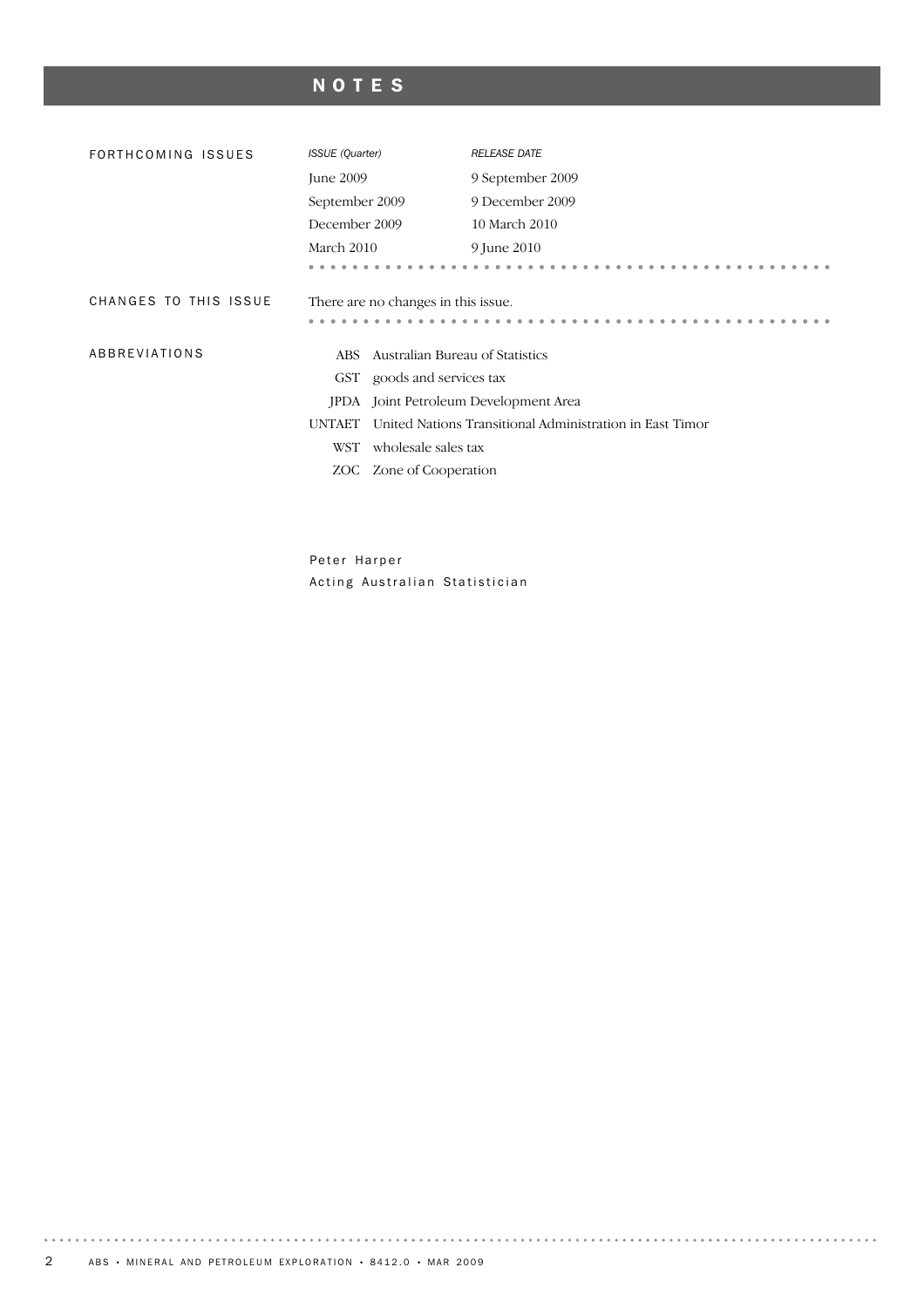# NOTES

## FORTHCOMING ISSUES

| *ISSUE (Quarter)* | *RELEASE DATE* |
|---|---|
| June 2009 | 9 September 2009 |
| September 2009 | 9 December 2009 |
| December 2009 | 10 March 2010 |
| March 2010 | 9 June 2010 |

## CHANGES TO THIS ISSUE

There are no changes in this issue.

## ABBREVIATIONS

| | |
|---|---|
| ABS | Australian Bureau of Statistics |
| GST | goods and services tax |
| JPDA | Joint Petroleum Development Area |
| UNTAET | United Nations Transitional Administration in East Timor |
| WST | wholesale sales tax |
| ZOC | Zone of Cooperation |

Peter Harper
Acting Australian Statistician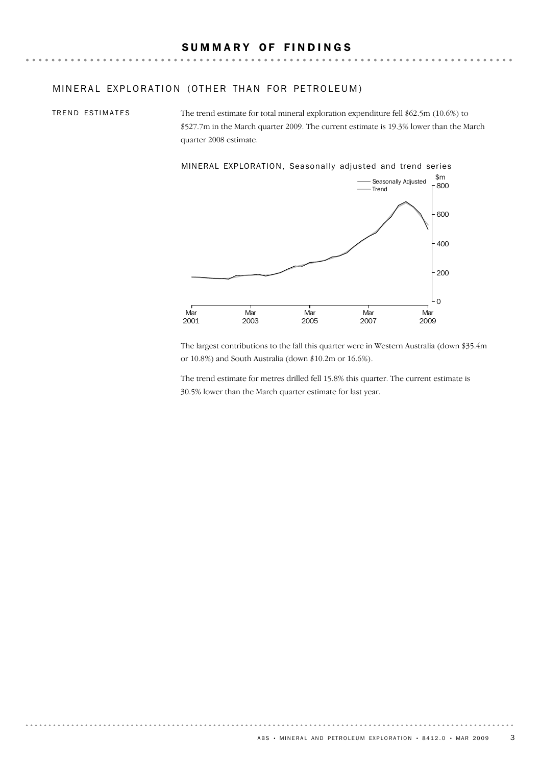# SUMMARY OF FINDINGS

## MINERAL EXPLORATION (OTHER THAN FOR PETROLEUM)

### TREND ESTIMATES

The trend estimate for total mineral exploration expenditure fell $62.5m (10.6%) to $527.7m in the March quarter 2009. The current estimate is 19.3% lower than the March quarter 2008 estimate.

MINERAL EXPLORATION, Seasonally adjusted and trend series

The largest contributions to the fall this quarter were in Western Australia (down $35.4m or 10.8%) and South Australia (down $10.2m or 16.6%).

The trend estimate for metres drilled fell 15.8% this quarter. The current estimate is 30.5% lower than the March quarter estimate for last year.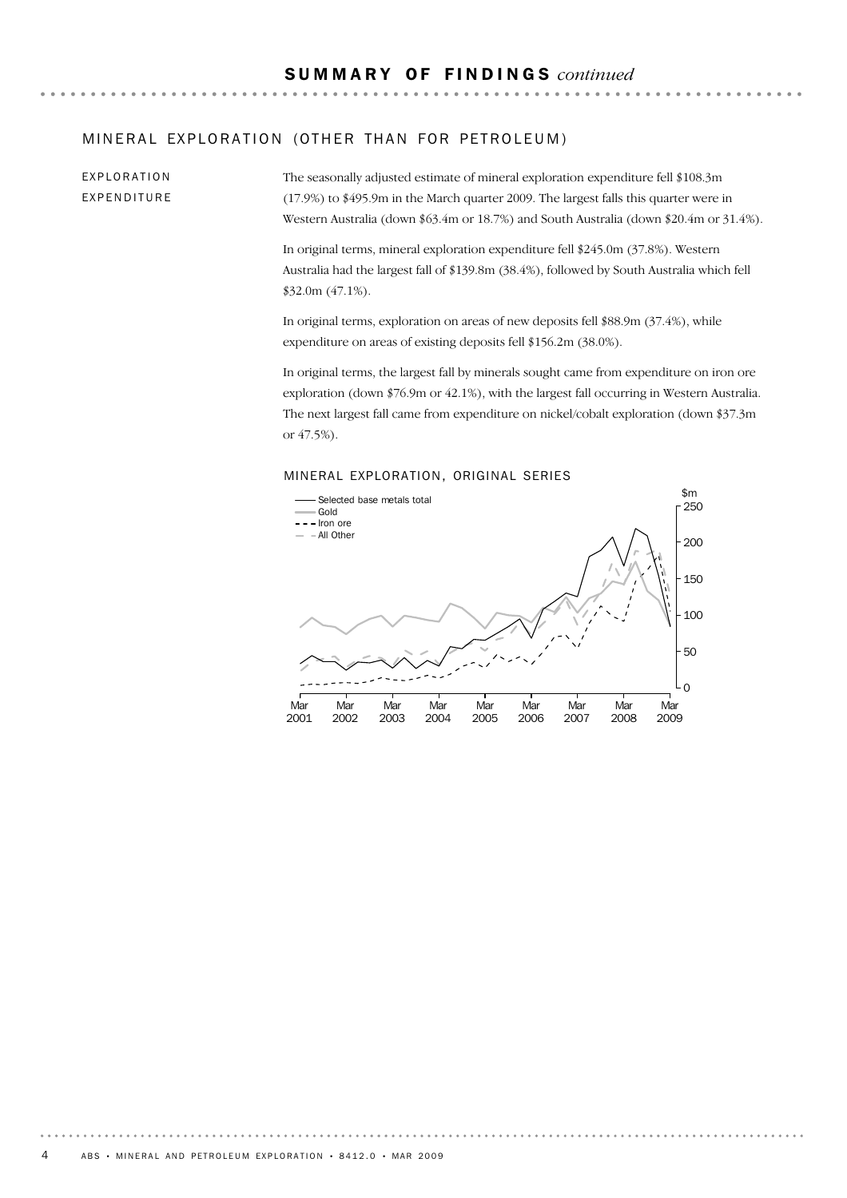## MINERAL EXPLORATION (OTHER THAN FOR PETROLEUM)

### EXPLORATION EXPENDITURE

The seasonally adjusted estimate of mineral exploration expenditure fell $108.3m (17.9%) to $495.9m in the March quarter 2009. The largest falls this quarter were in Western Australia (down $63.4m or 18.7%) and South Australia (down $20.4m or 31.4%).

In original terms, mineral exploration expenditure fell $245.0m (37.8%). Western Australia had the largest fall of $139.8m (38.4%), followed by South Australia which fell $32.0m (47.1%).

In original terms, exploration on areas of new deposits fell $88.9m (37.4%), while expenditure on areas of existing deposits fell $156.2m (38.0%).

In original terms, the largest fall by minerals sought came from expenditure on iron ore exploration (down $76.9m or 42.1%), with the largest fall occurring in Western Australia. The next largest fall came from expenditure on nickel/cobalt exploration (down $37.3m or 47.5%).

MINERAL EXPLORATION, ORIGINAL SERIES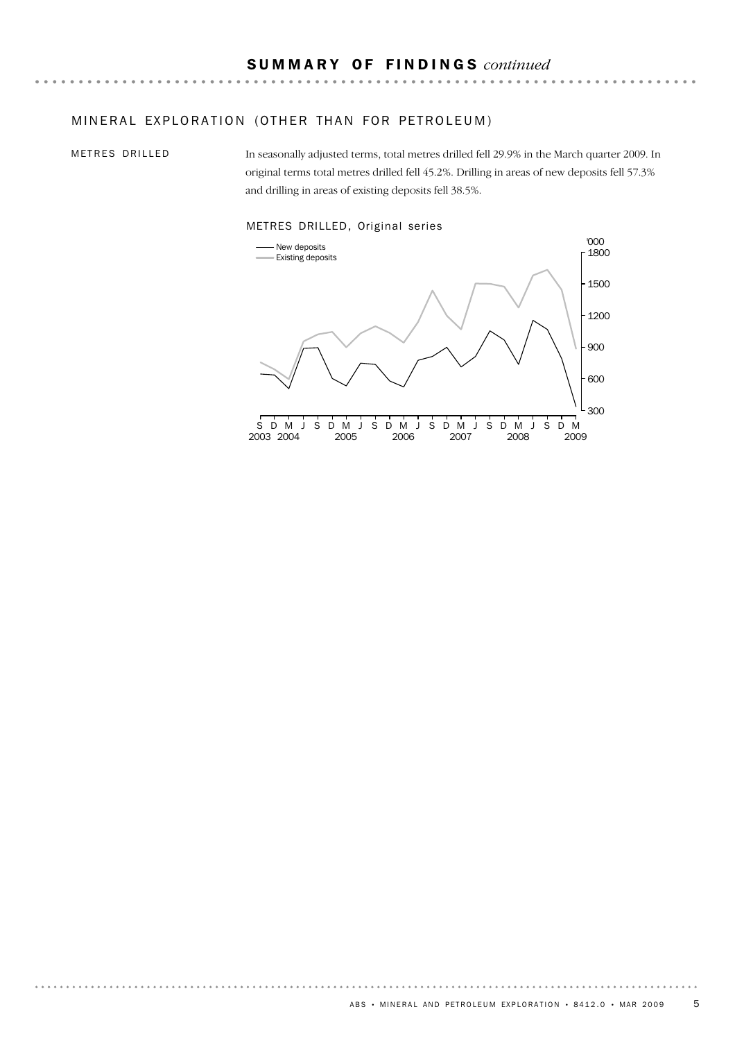## SUMMARY OF FINDINGS *continued*

### MINERAL EXPLORATION (OTHER THAN FOR PETROLEUM)

#### METRES DRILLED

In seasonally adjusted terms, total metres drilled fell 29.9% in the March quarter 2009. In original terms total metres drilled fell 45.2%. Drilling in areas of new deposits fell 57.3% and drilling in areas of existing deposits fell 38.5%.

METRES DRILLED, Original series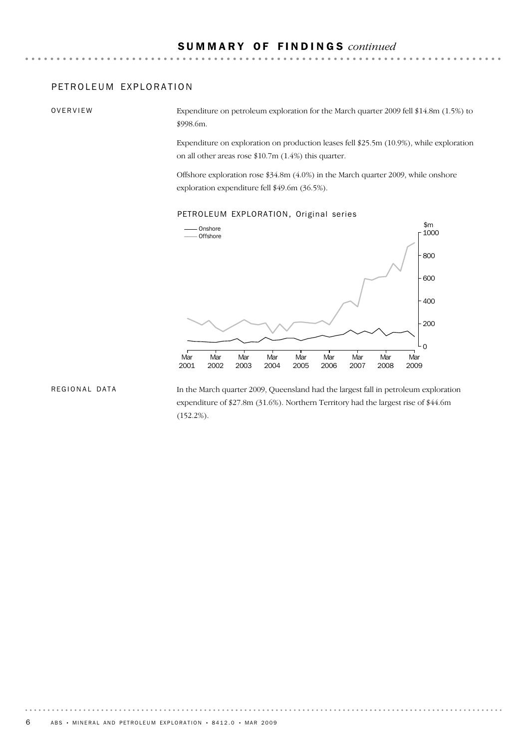## SUMMARY OF FINDINGS *continued*

### PETROLEUM EXPLORATION

OVERVIEW

Expenditure on petroleum exploration for the March quarter 2009 fell $14.8m (1.5%) to $998.6m.

Expenditure on exploration on production leases fell $25.5m (10.9%), while exploration on all other areas rose $10.7m (1.4%) this quarter.

Offshore exploration rose $34.8m (4.0%) in the March quarter 2009, while onshore exploration expenditure fell $49.6m (36.5%).

PETROLEUM EXPLORATION, Original series

REGIONAL DATA

In the March quarter 2009, Queensland had the largest fall in petroleum exploration expenditure of $27.8m (31.6%). Northern Territory had the largest rise of $44.6m (152.2%).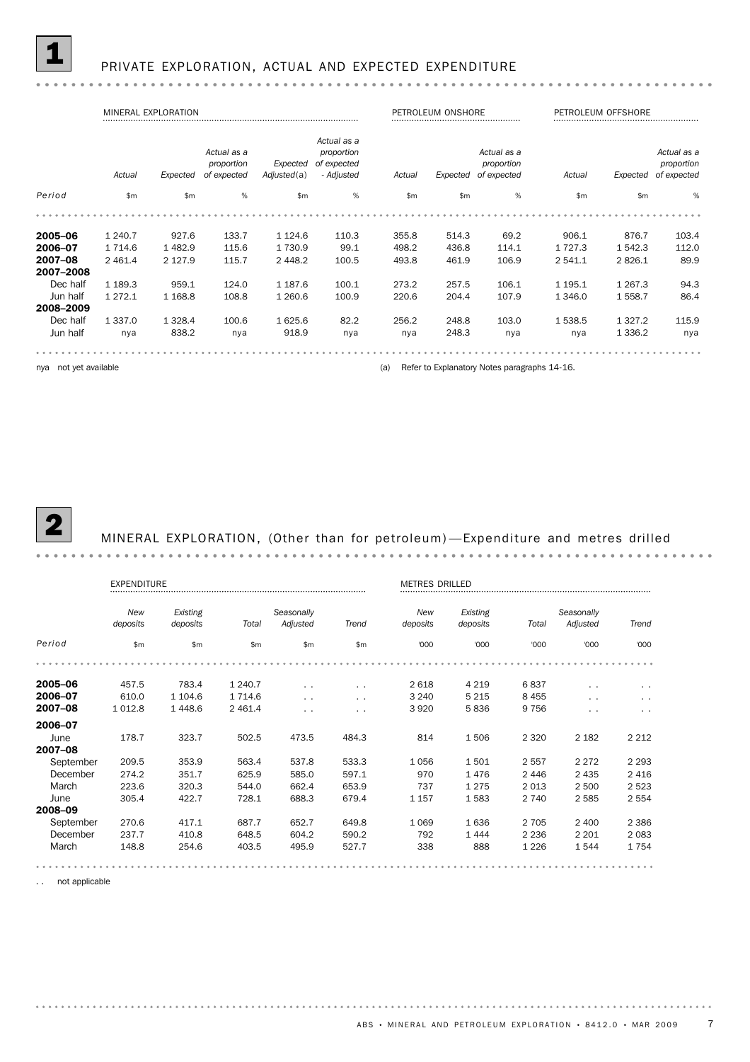## 1 PRIVATE EXPLORATION, ACTUAL AND EXPECTED EXPENDITURE

| | MINERAL EXPLORATION | | | | | PETROLEUM ONSHORE | | | PETROLEUM OFFSHORE | | |
|---|---|---|---|---|---|---|---|---|---|---|---|
| | *Actual* | *Expected* | *Actual as a proportion of expected* | *Expected Adjusted*(a) | *Actual as a proportion of expected - Adjusted* | *Actual* | *Expected* | *Actual as a proportion of expected* | *Actual* | *Expected* | *Actual as a proportion of expected* |
| *Period* | $m | $m | % | $m | % | $m | $m | % | $m | $m | % |
| **2005–06** | 1 240.7 | 927.6 | 133.7 | 1 124.6 | 110.3 | 355.8 | 514.3 | 69.2 | 906.1 | 876.7 | 103.4 |
| **2006–07** | 1 714.6 | 1 482.9 | 115.6 | 1 730.9 | 99.1 | 498.2 | 436.8 | 114.1 | 1 727.3 | 1 542.3 | 112.0 |
| **2007–08** | 2 461.4 | 2 127.9 | 115.7 | 2 448.2 | 100.5 | 493.8 | 461.9 | 106.9 | 2 541.1 | 2 826.1 | 89.9 |
| **2007–2008** | | | | | | | | | | | |
| Dec half | 1 189.3 | 959.1 | 124.0 | 1 187.6 | 100.1 | 273.2 | 257.5 | 106.1 | 1 195.1 | 1 267.3 | 94.3 |
| Jun half | 1 272.1 | 1 168.8 | 108.8 | 1 260.6 | 100.9 | 220.6 | 204.4 | 107.9 | 1 346.0 | 1 558.7 | 86.4 |
| **2008–2009** | | | | | | | | | | | |
| Dec half | 1 337.0 | 1 328.4 | 100.6 | 1 625.6 | 82.2 | 256.2 | 248.8 | 103.0 | 1 538.5 | 1 327.2 | 115.9 |
| Jun half | nya | 838.2 | nya | 918.9 | nya | nya | 248.3 | nya | nya | 1 336.2 | nya |

nya not yet available

(a) Refer to Explanatory Notes paragraphs 14-16.

## 2 MINERAL EXPLORATION, (Other than for petroleum)—Expenditure and metres drilled

| | EXPENDITURE | | | | | METRES DRILLED | | | | |
|---|---|---|---|---|---|---|---|---|---|---|
| | *New deposits* | *Existing deposits* | *Total* | *Seasonally Adjusted* | *Trend* | *New deposits* | *Existing deposits* | *Total* | *Seasonally Adjusted* | *Trend* |
| *Period* | $m | $m | $m | $m | $m | '000 | '000 | '000 | '000 | '000 |
| **2005–06** | 457.5 | 783.4 | 1 240.7 | . . | . . | 2 618 | 4 219 | 6 837 | . . | . . |
| **2006–07** | 610.0 | 1 104.6 | 1 714.6 | . . | . . | 3 240 | 5 215 | 8 455 | . . | . . |
| **2007–08** | 1 012.8 | 1 448.6 | 2 461.4 | . . | . . | 3 920 | 5 836 | 9 756 | . . | . . |
| **2006–07** | | | | | | | | | | |
| June | 178.7 | 323.7 | 502.5 | 473.5 | 484.3 | 814 | 1 506 | 2 320 | 2 182 | 2 212 |
| **2007–08** | | | | | | | | | | |
| September | 209.5 | 353.9 | 563.4 | 537.8 | 533.3 | 1 056 | 1 501 | 2 557 | 2 272 | 2 293 |
| December | 274.2 | 351.7 | 625.9 | 585.0 | 597.1 | 970 | 1 476 | 2 446 | 2 435 | 2 416 |
| March | 223.6 | 320.3 | 544.0 | 662.4 | 653.9 | 737 | 1 275 | 2 013 | 2 500 | 2 523 |
| June | 305.4 | 422.7 | 728.1 | 688.3 | 679.4 | 1 157 | 1 583 | 2 740 | 2 585 | 2 554 |
| **2008–09** | | | | | | | | | | |
| September | 270.6 | 417.1 | 687.7 | 652.7 | 649.8 | 1 069 | 1 636 | 2 705 | 2 400 | 2 386 |
| December | 237.7 | 410.8 | 648.5 | 604.2 | 590.2 | 792 | 1 444 | 2 236 | 2 201 | 2 083 |
| March | 148.8 | 254.6 | 403.5 | 495.9 | 527.7 | 338 | 888 | 1 226 | 1 544 | 1 754 |

. . not applicable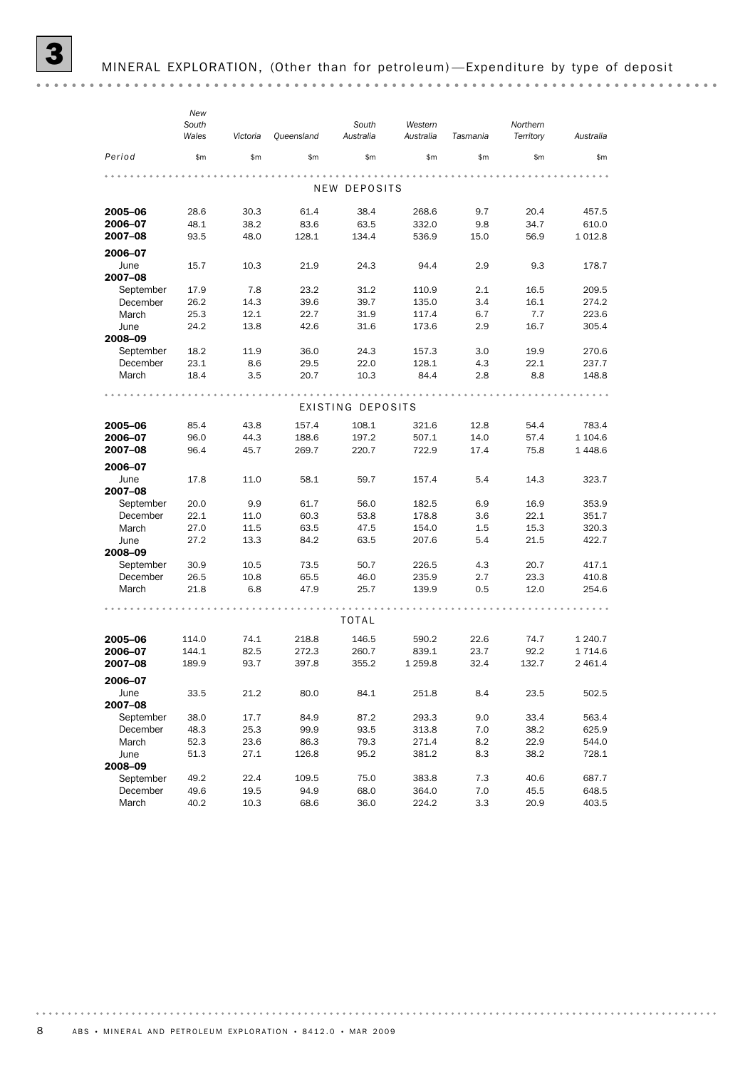# 3 MINERAL EXPLORATION, (Other than for petroleum)—Expenditure by type of deposit

| Period | New South Wales | Victoria | Queensland | South Australia | Western Australia | Tasmania | Northern Territory | Australia |
|---|---|---|---|---|---|---|---|---|
| | $m | $m | $m | $m | $m | $m | $m | $m |
| **NEW DEPOSITS** | | | | | | | | |
| **2005–06** | 28.6 | 30.3 | 61.4 | 38.4 | 268.6 | 9.7 | 20.4 | 457.5 |
| **2006–07** | 48.1 | 38.2 | 83.6 | 63.5 | 332.0 | 9.8 | 34.7 | 610.0 |
| **2007–08** | 93.5 | 48.0 | 128.1 | 134.4 | 536.9 | 15.0 | 56.9 | 1 012.8 |
| **2006–07** | | | | | | | | |
| June | 15.7 | 10.3 | 21.9 | 24.3 | 94.4 | 2.9 | 9.3 | 178.7 |
| **2007–08** | | | | | | | | |
| September | 17.9 | 7.8 | 23.2 | 31.2 | 110.9 | 2.1 | 16.5 | 209.5 |
| December | 26.2 | 14.3 | 39.6 | 39.7 | 135.0 | 3.4 | 16.1 | 274.2 |
| March | 25.3 | 12.1 | 22.7 | 31.9 | 117.4 | 6.7 | 7.7 | 223.6 |
| June | 24.2 | 13.8 | 42.6 | 31.6 | 173.6 | 2.9 | 16.7 | 305.4 |
| **2008–09** | | | | | | | | |
| September | 18.2 | 11.9 | 36.0 | 24.3 | 157.3 | 3.0 | 19.9 | 270.6 |
| December | 23.1 | 8.6 | 29.5 | 22.0 | 128.1 | 4.3 | 22.1 | 237.7 |
| March | 18.4 | 3.5 | 20.7 | 10.3 | 84.4 | 2.8 | 8.8 | 148.8 |
| **EXISTING DEPOSITS** | | | | | | | | |
| **2005–06** | 85.4 | 43.8 | 157.4 | 108.1 | 321.6 | 12.8 | 54.4 | 783.4 |
| **2006–07** | 96.0 | 44.3 | 188.6 | 197.2 | 507.1 | 14.0 | 57.4 | 1 104.6 |
| **2007–08** | 96.4 | 45.7 | 269.7 | 220.7 | 722.9 | 17.4 | 75.8 | 1 448.6 |
| **2006–07** | | | | | | | | |
| June | 17.8 | 11.0 | 58.1 | 59.7 | 157.4 | 5.4 | 14.3 | 323.7 |
| **2007–08** | | | | | | | | |
| September | 20.0 | 9.9 | 61.7 | 56.0 | 182.5 | 6.9 | 16.9 | 353.9 |
| December | 22.1 | 11.0 | 60.3 | 53.8 | 178.8 | 3.6 | 22.1 | 351.7 |
| March | 27.0 | 11.5 | 63.5 | 47.5 | 154.0 | 1.5 | 15.3 | 320.3 |
| June | 27.2 | 13.3 | 84.2 | 63.5 | 207.6 | 5.4 | 21.5 | 422.7 |
| **2008–09** | | | | | | | | |
| September | 30.9 | 10.5 | 73.5 | 50.7 | 226.5 | 4.3 | 20.7 | 417.1 |
| December | 26.5 | 10.8 | 65.5 | 46.0 | 235.9 | 2.7 | 23.3 | 410.8 |
| March | 21.8 | 6.8 | 47.9 | 25.7 | 139.9 | 0.5 | 12.0 | 254.6 |
| **TOTAL** | | | | | | | | |
| **2005–06** | 114.0 | 74.1 | 218.8 | 146.5 | 590.2 | 22.6 | 74.7 | 1 240.7 |
| **2006–07** | 144.1 | 82.5 | 272.3 | 260.7 | 839.1 | 23.7 | 92.2 | 1 714.6 |
| **2007–08** | 189.9 | 93.7 | 397.8 | 355.2 | 1 259.8 | 32.4 | 132.7 | 2 461.4 |
| **2006–07** | | | | | | | | |
| June | 33.5 | 21.2 | 80.0 | 84.1 | 251.8 | 8.4 | 23.5 | 502.5 |
| **2007–08** | | | | | | | | |
| September | 38.0 | 17.7 | 84.9 | 87.2 | 293.3 | 9.0 | 33.4 | 563.4 |
| December | 48.3 | 25.3 | 99.9 | 93.5 | 313.8 | 7.0 | 38.2 | 625.9 |
| March | 52.3 | 23.6 | 86.3 | 79.3 | 271.4 | 8.2 | 22.9 | 544.0 |
| June | 51.3 | 27.1 | 126.8 | 95.2 | 381.2 | 8.3 | 38.2 | 728.1 |
| **2008–09** | | | | | | | | |
| September | 49.2 | 22.4 | 109.5 | 75.0 | 383.8 | 7.3 | 40.6 | 687.7 |
| December | 49.6 | 19.5 | 94.9 | 68.0 | 364.0 | 7.0 | 45.5 | 648.5 |
| March | 40.2 | 10.3 | 68.6 | 36.0 | 224.2 | 3.3 | 20.9 | 403.5 |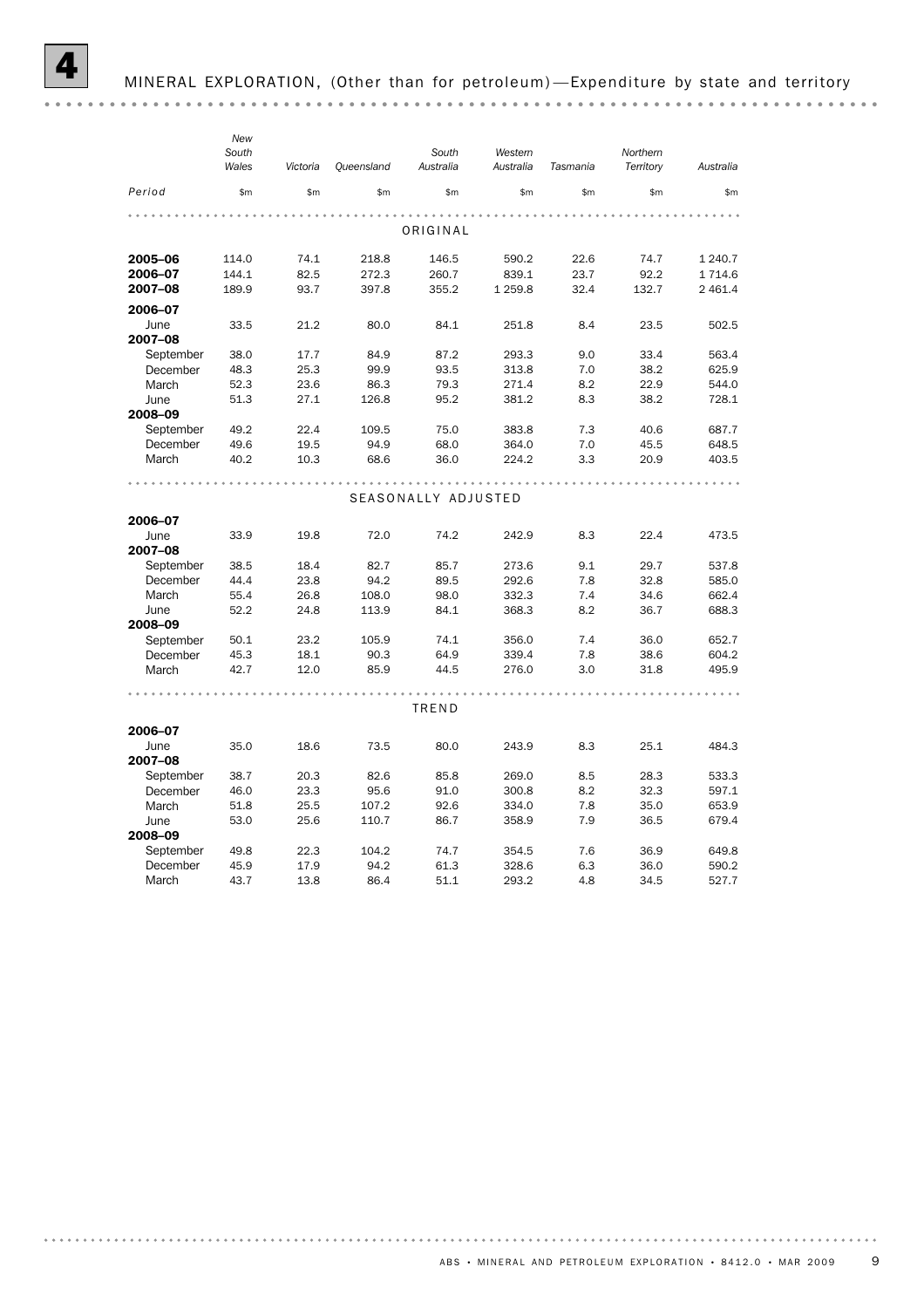# 4 MINERAL EXPLORATION, (Other than for petroleum)—Expenditure by state and territory

| Period | New South Wales | Victoria | Queensland | South Australia | Western Australia | Tasmania | Northern Territory | Australia |
|---|---|---|---|---|---|---|---|---|
| | $m | $m | $m | $m | $m | $m | $m | $m |
| **ORIGINAL** | | | | | | | | |
| **2005–06** | 114.0 | 74.1 | 218.8 | 146.5 | 590.2 | 22.6 | 74.7 | 1 240.7 |
| **2006–07** | 144.1 | 82.5 | 272.3 | 260.7 | 839.1 | 23.7 | 92.2 | 1 714.6 |
| **2007–08** | 189.9 | 93.7 | 397.8 | 355.2 | 1 259.8 | 32.4 | 132.7 | 2 461.4 |
| **2006–07** | | | | | | | | |
| June | 33.5 | 21.2 | 80.0 | 84.1 | 251.8 | 8.4 | 23.5 | 502.5 |
| **2007–08** | | | | | | | | |
| September | 38.0 | 17.7 | 84.9 | 87.2 | 293.3 | 9.0 | 33.4 | 563.4 |
| December | 48.3 | 25.3 | 99.9 | 93.5 | 313.8 | 7.0 | 38.2 | 625.9 |
| March | 52.3 | 23.6 | 86.3 | 79.3 | 271.4 | 8.2 | 22.9 | 544.0 |
| June | 51.3 | 27.1 | 126.8 | 95.2 | 381.2 | 8.3 | 38.2 | 728.1 |
| **2008–09** | | | | | | | | |
| September | 49.2 | 22.4 | 109.5 | 75.0 | 383.8 | 7.3 | 40.6 | 687.7 |
| December | 49.6 | 19.5 | 94.9 | 68.0 | 364.0 | 7.0 | 45.5 | 648.5 |
| March | 40.2 | 10.3 | 68.6 | 36.0 | 224.2 | 3.3 | 20.9 | 403.5 |
| **SEASONALLY ADJUSTED** | | | | | | | | |
| **2006–07** | | | | | | | | |
| June | 33.9 | 19.8 | 72.0 | 74.2 | 242.9 | 8.3 | 22.4 | 473.5 |
| **2007–08** | | | | | | | | |
| September | 38.5 | 18.4 | 82.7 | 85.7 | 273.6 | 9.1 | 29.7 | 537.8 |
| December | 44.4 | 23.8 | 94.2 | 89.5 | 292.6 | 7.8 | 32.8 | 585.0 |
| March | 55.4 | 26.8 | 108.0 | 98.0 | 332.3 | 7.4 | 34.6 | 662.4 |
| June | 52.2 | 24.8 | 113.9 | 84.1 | 368.3 | 8.2 | 36.7 | 688.3 |
| **2008–09** | | | | | | | | |
| September | 50.1 | 23.2 | 105.9 | 74.1 | 356.0 | 7.4 | 36.0 | 652.7 |
| December | 45.3 | 18.1 | 90.3 | 64.9 | 339.4 | 7.8 | 38.6 | 604.2 |
| March | 42.7 | 12.0 | 85.9 | 44.5 | 276.0 | 3.0 | 31.8 | 495.9 |
| **TREND** | | | | | | | | |
| **2006–07** | | | | | | | | |
| June | 35.0 | 18.6 | 73.5 | 80.0 | 243.9 | 8.3 | 25.1 | 484.3 |
| **2007–08** | | | | | | | | |
| September | 38.7 | 20.3 | 82.6 | 85.8 | 269.0 | 8.5 | 28.3 | 533.3 |
| December | 46.0 | 23.3 | 95.6 | 91.0 | 300.8 | 8.2 | 32.3 | 597.1 |
| March | 51.8 | 25.5 | 107.2 | 92.6 | 334.0 | 7.8 | 35.0 | 653.9 |
| June | 53.0 | 25.6 | 110.7 | 86.7 | 358.9 | 7.9 | 36.5 | 679.4 |
| **2008–09** | | | | | | | | |
| September | 49.8 | 22.3 | 104.2 | 74.7 | 354.5 | 7.6 | 36.9 | 649.8 |
| December | 45.9 | 17.9 | 94.2 | 61.3 | 328.6 | 6.3 | 36.0 | 590.2 |
| March | 43.7 | 13.8 | 86.4 | 51.1 | 293.2 | 4.8 | 34.5 | 527.7 |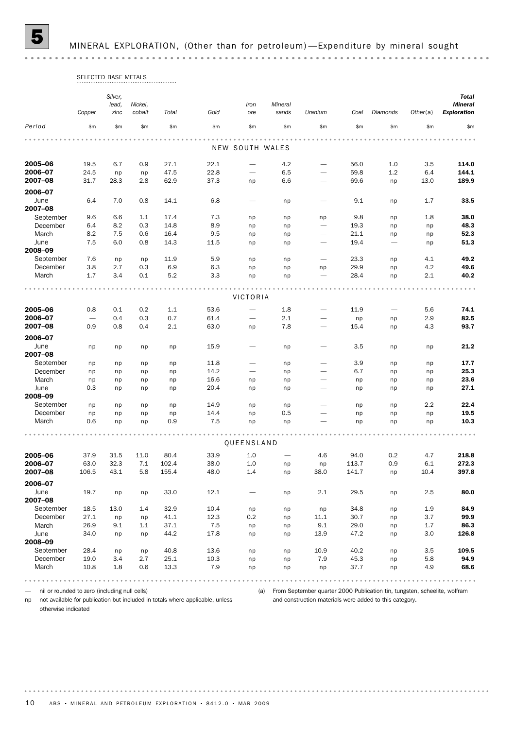# 5 MINERAL EXPLORATION, (Other than for petroleum)—Expenditure by mineral sought

| | SELECTED BASE METALS | | | | | | | | | | | |
|---|---|---|---|---|---|---|---|---|---|---|---|---|
| | Copper | Silver, lead, zinc | Nickel, cobalt | Total | Gold | Iron ore | Mineral sands | Uranium | Coal | Diamonds | Other(a) | *Total Mineral Exploration* |
| Period | $m | $m | $m | $m | $m | $m | $m | $m | $m | $m | $m | $m |
| | | | | | | **NEW SOUTH WALES** | | | | | | |
| **2005–06** | 19.5 | 6.7 | 0.9 | 27.1 | 22.1 | — | 4.2 | — | 56.0 | 1.0 | 3.5 | **114.0** |
| **2006–07** | 24.5 | np | np | 47.5 | 22.8 | — | 6.5 | — | 59.8 | 1.2 | 6.4 | **144.1** |
| **2007–08** | 31.7 | 28.3 | 2.8 | 62.9 | 37.3 | np | 6.6 | — | 69.6 | np | 13.0 | **189.9** |
| **2006–07** | | | | | | | | | | | | |
| June | 6.4 | 7.0 | 0.8 | 14.1 | 6.8 | — | np | — | 9.1 | np | 1.7 | **33.5** |
| **2007–08** | | | | | | | | | | | | |
| September | 9.6 | 6.6 | 1.1 | 17.4 | 7.3 | np | np | np | 9.8 | np | 1.8 | **38.0** |
| December | 6.4 | 8.2 | 0.3 | 14.8 | 8.9 | np | np | — | 19.3 | np | np | **48.3** |
| March | 8.2 | 7.5 | 0.6 | 16.4 | 9.5 | np | np | — | 21.1 | np | np | **52.3** |
| June | 7.5 | 6.0 | 0.8 | 14.3 | 11.5 | np | np | — | 19.4 | — | np | **51.3** |
| **2008–09** | | | | | | | | | | | | |
| September | 7.6 | np | np | 11.9 | 5.9 | np | np | — | 23.3 | np | 4.1 | **49.2** |
| December | 3.8 | 2.7 | 0.3 | 6.9 | 6.3 | np | np | np | 29.9 | np | 4.2 | **49.6** |
| March | 1.7 | 3.4 | 0.1 | 5.2 | 3.3 | np | np | — | 28.4 | np | 2.1 | **40.2** |
| | | | | | | **VICTORIA** | | | | | | |
| **2005–06** | 0.8 | 0.1 | 0.2 | 1.1 | 53.6 | — | 1.8 | — | 11.9 | — | 5.6 | **74.1** |
| **2006–07** | — | 0.4 | 0.3 | 0.7 | 61.4 | — | 2.1 | — | np | np | 2.9 | **82.5** |
| **2007–08** | 0.9 | 0.8 | 0.4 | 2.1 | 63.0 | np | 7.8 | — | 15.4 | np | 4.3 | **93.7** |
| **2006–07** | | | | | | | | | | | | |
| June | np | np | np | np | 15.9 | — | np | — | 3.5 | np | np | **21.2** |
| **2007–08** | | | | | | | | | | | | |
| September | np | np | np | np | 11.8 | — | np | — | 3.9 | np | np | **17.7** |
| December | np | np | np | np | 14.2 | — | np | — | 6.7 | np | np | **25.3** |
| March | np | np | np | np | 16.6 | np | np | — | np | np | np | **23.6** |
| June | 0.3 | np | np | np | 20.4 | np | np | — | np | np | np | **27.1** |
| **2008–09** | | | | | | | | | | | | |
| September | np | np | np | np | 14.9 | np | np | — | np | np | 2.2 | **22.4** |
| December | np | np | np | np | 14.4 | np | 0.5 | — | np | np | np | **19.5** |
| March | 0.6 | np | np | 0.9 | 7.5 | np | np | — | np | np | np | **10.3** |
| | | | | | | **QUEENSLAND** | | | | | | |
| **2005–06** | 37.9 | 31.5 | 11.0 | 80.4 | 33.9 | 1.0 | — | 4.6 | 94.0 | 0.2 | 4.7 | **218.8** |
| **2006–07** | 63.0 | 32.3 | 7.1 | 102.4 | 38.0 | 1.0 | np | np | 113.7 | 0.9 | 6.1 | **272.3** |
| **2007–08** | 106.5 | 43.1 | 5.8 | 155.4 | 48.0 | 1.4 | np | 38.0 | 141.7 | np | 10.4 | **397.8** |
| **2006–07** | | | | | | | | | | | | |
| June | 19.7 | np | np | 33.0 | 12.1 | — | np | 2.1 | 29.5 | np | 2.5 | **80.0** |
| **2007–08** | | | | | | | | | | | | |
| September | 18.5 | 13.0 | 1.4 | 32.9 | 10.4 | np | np | np | 34.8 | np | 1.9 | **84.9** |
| December | 27.1 | np | np | 41.1 | 12.3 | 0.2 | np | 11.1 | 30.7 | np | 3.7 | **99.9** |
| March | 26.9 | 9.1 | 1.1 | 37.1 | 7.5 | np | np | 9.1 | 29.0 | np | 1.7 | **86.3** |
| June | 34.0 | np | np | 44.2 | 17.8 | np | np | 13.9 | 47.2 | np | 3.0 | **126.8** |
| **2008–09** | | | | | | | | | | | | |
| September | 28.4 | np | np | 40.8 | 13.6 | np | np | 10.9 | 40.2 | np | 3.5 | **109.5** |
| December | 19.0 | 3.4 | 2.7 | 25.1 | 10.3 | np | np | 7.9 | 45.3 | np | 5.8 | **94.9** |
| March | 10.8 | 1.8 | 0.6 | 13.3 | 7.9 | np | np | np | 37.7 | np | 4.9 | **68.6** |

— nil or rounded to zero (including null cells)

np not available for publication but included in totals where applicable, unless otherwise indicated

(a) From September quarter 2000 Publication tin, tungsten, scheelite, wolfram and construction materials were added to this category.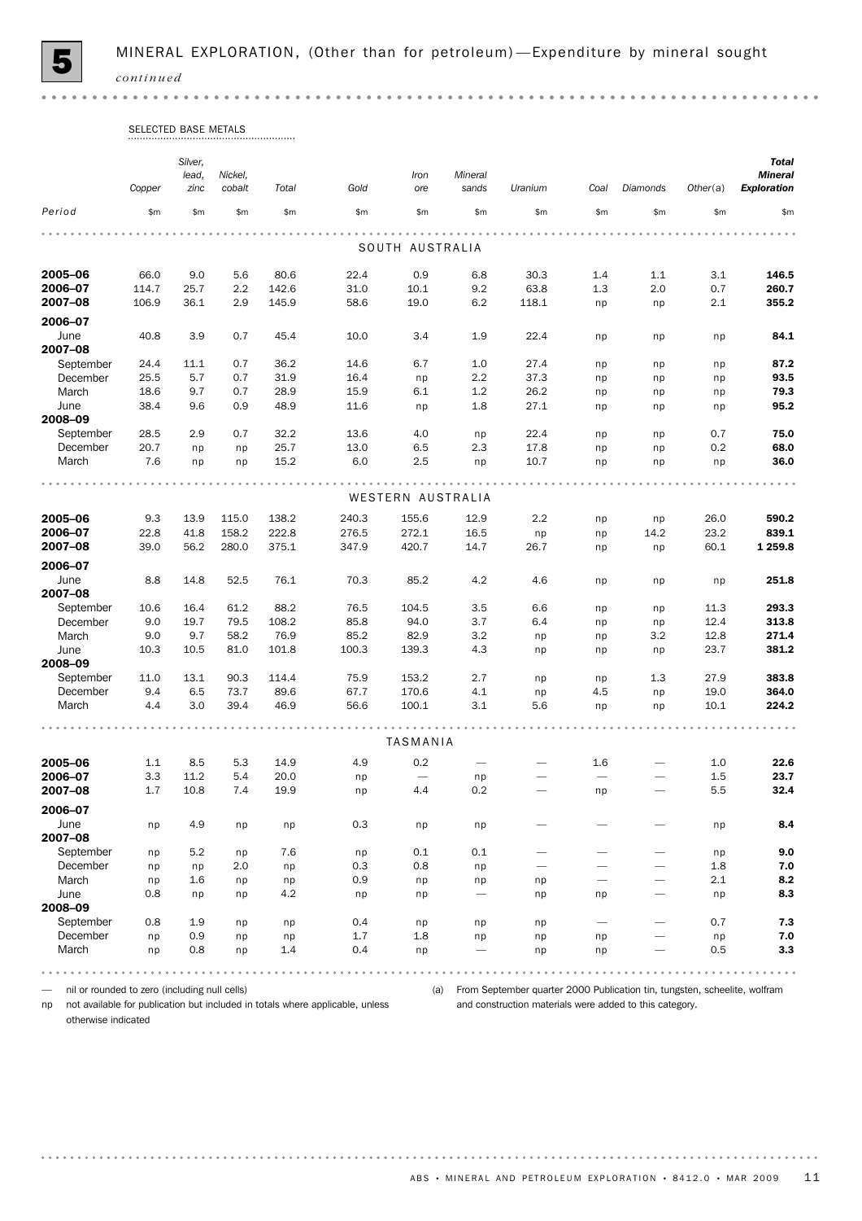## 5 MINERAL EXPLORATION, (Other than for petroleum)—Expenditure by mineral sought *continued*

| | SELECTED BASE METALS | | | | | | | | | | | |
|---|---|---|---|---|---|---|---|---|---|---|---|---|
| | Copper | Silver, lead, zinc | Nickel, cobalt | Total | Gold | Iron ore | Mineral sands | Uranium | Coal | Diamonds | Other(a) | ***Total Mineral Exploration*** |
| *Period* | $m | $m | $m | $m | $m | $m | $m | $m | $m | $m | $m | $m |
| | | | | | | SOUTH AUSTRALIA | | | | | | |
| **2005–06** | 66.0 | 9.0 | 5.6 | 80.6 | 22.4 | 0.9 | 6.8 | 30.3 | 1.4 | 1.1 | 3.1 | **146.5** |
| **2006–07** | 114.7 | 25.7 | 2.2 | 142.6 | 31.0 | 10.1 | 9.2 | 63.8 | 1.3 | 2.0 | 0.7 | **260.7** |
| **2007–08** | 106.9 | 36.1 | 2.9 | 145.9 | 58.6 | 19.0 | 6.2 | 118.1 | np | np | 2.1 | **355.2** |
| **2006–07** | | | | | | | | | | | | |
| June | 40.8 | 3.9 | 0.7 | 45.4 | 10.0 | 3.4 | 1.9 | 22.4 | np | np | np | **84.1** |
| **2007–08** | | | | | | | | | | | | |
| September | 24.4 | 11.1 | 0.7 | 36.2 | 14.6 | 6.7 | 1.0 | 27.4 | np | np | np | **87.2** |
| December | 25.5 | 5.7 | 0.7 | 31.9 | 16.4 | np | 2.2 | 37.3 | np | np | np | **93.5** |
| March | 18.6 | 9.7 | 0.7 | 28.9 | 15.9 | 6.1 | 1.2 | 26.2 | np | np | np | **79.3** |
| June | 38.4 | 9.6 | 0.9 | 48.9 | 11.6 | np | 1.8 | 27.1 | np | np | np | **95.2** |
| **2008–09** | | | | | | | | | | | | |
| September | 28.5 | 2.9 | 0.7 | 32.2 | 13.6 | 4.0 | np | 22.4 | np | np | 0.7 | **75.0** |
| December | 20.7 | np | np | 25.7 | 13.0 | 6.5 | 2.3 | 17.8 | np | np | 0.2 | **68.0** |
| March | 7.6 | np | np | 15.2 | 6.0 | 2.5 | np | 10.7 | np | np | np | **36.0** |
| | | | | | | WESTERN AUSTRALIA | | | | | | |
| **2005–06** | 9.3 | 13.9 | 115.0 | 138.2 | 240.3 | 155.6 | 12.9 | 2.2 | np | np | 26.0 | **590.2** |
| **2006–07** | 22.8 | 41.8 | 158.2 | 222.8 | 276.5 | 272.1 | 16.5 | np | np | 14.2 | 23.2 | **839.1** |
| **2007–08** | 39.0 | 56.2 | 280.0 | 375.1 | 347.9 | 420.7 | 14.7 | 26.7 | np | np | 60.1 | **1 259.8** |
| **2006–07** | | | | | | | | | | | | |
| June | 8.8 | 14.8 | 52.5 | 76.1 | 70.3 | 85.2 | 4.2 | 4.6 | np | np | np | **251.8** |
| **2007–08** | | | | | | | | | | | | |
| September | 10.6 | 16.4 | 61.2 | 88.2 | 76.5 | 104.5 | 3.5 | 6.6 | np | np | 11.3 | **293.3** |
| December | 9.0 | 19.7 | 79.5 | 108.2 | 85.8 | 94.0 | 3.7 | 6.4 | np | np | 12.4 | **313.8** |
| March | 9.0 | 9.7 | 58.2 | 76.9 | 85.2 | 82.9 | 3.2 | np | np | 3.2 | 12.8 | **271.4** |
| June | 10.3 | 10.5 | 81.0 | 101.8 | 100.3 | 139.3 | 4.3 | np | np | np | 23.7 | **381.2** |
| **2008–09** | | | | | | | | | | | | |
| September | 11.0 | 13.1 | 90.3 | 114.4 | 75.9 | 153.2 | 2.7 | np | np | 1.3 | 27.9 | **383.8** |
| December | 9.4 | 6.5 | 73.7 | 89.6 | 67.7 | 170.6 | 4.1 | np | 4.5 | np | 19.0 | **364.0** |
| March | 4.4 | 3.0 | 39.4 | 46.9 | 56.6 | 100.1 | 3.1 | 5.6 | np | np | 10.1 | **224.2** |
| | | | | | | TASMANIA | | | | | | |
| **2005–06** | 1.1 | 8.5 | 5.3 | 14.9 | 4.9 | 0.2 | — | — | 1.6 | — | 1.0 | **22.6** |
| **2006–07** | 3.3 | 11.2 | 5.4 | 20.0 | np | — | np | — | — | — | 1.5 | **23.7** |
| **2007–08** | 1.7 | 10.8 | 7.4 | 19.9 | np | 4.4 | 0.2 | — | np | — | 5.5 | **32.4** |
| **2006–07** | | | | | | | | | | | | |
| June | np | 4.9 | np | np | 0.3 | np | np | — | — | — | np | **8.4** |
| **2007–08** | | | | | | | | | | | | |
| September | np | 5.2 | np | 7.6 | np | 0.1 | 0.1 | — | — | — | np | **9.0** |
| December | np | np | 2.0 | np | 0.3 | 0.8 | np | — | — | — | 1.8 | **7.0** |
| March | np | 1.6 | np | np | 0.9 | np | np | np | — | — | 2.1 | **8.2** |
| June | 0.8 | np | np | 4.2 | np | np | — | np | np | — | np | **8.3** |
| **2008–09** | | | | | | | | | | | | |
| September | 0.8 | 1.9 | np | np | 0.4 | np | np | np | — | — | 0.7 | **7.3** |
| December | np | 0.9 | np | np | 1.7 | 1.8 | np | np | np | — | np | **7.0** |
| March | np | 0.8 | np | 1.4 | 0.4 | np | — | np | np | — | 0.5 | **3.3** |

— nil or rounded to zero (including null cells)

np not available for publication but included in totals where applicable, unless otherwise indicated

(a) From September quarter 2000 Publication tin, tungsten, scheelite, wolfram and construction materials were added to this category.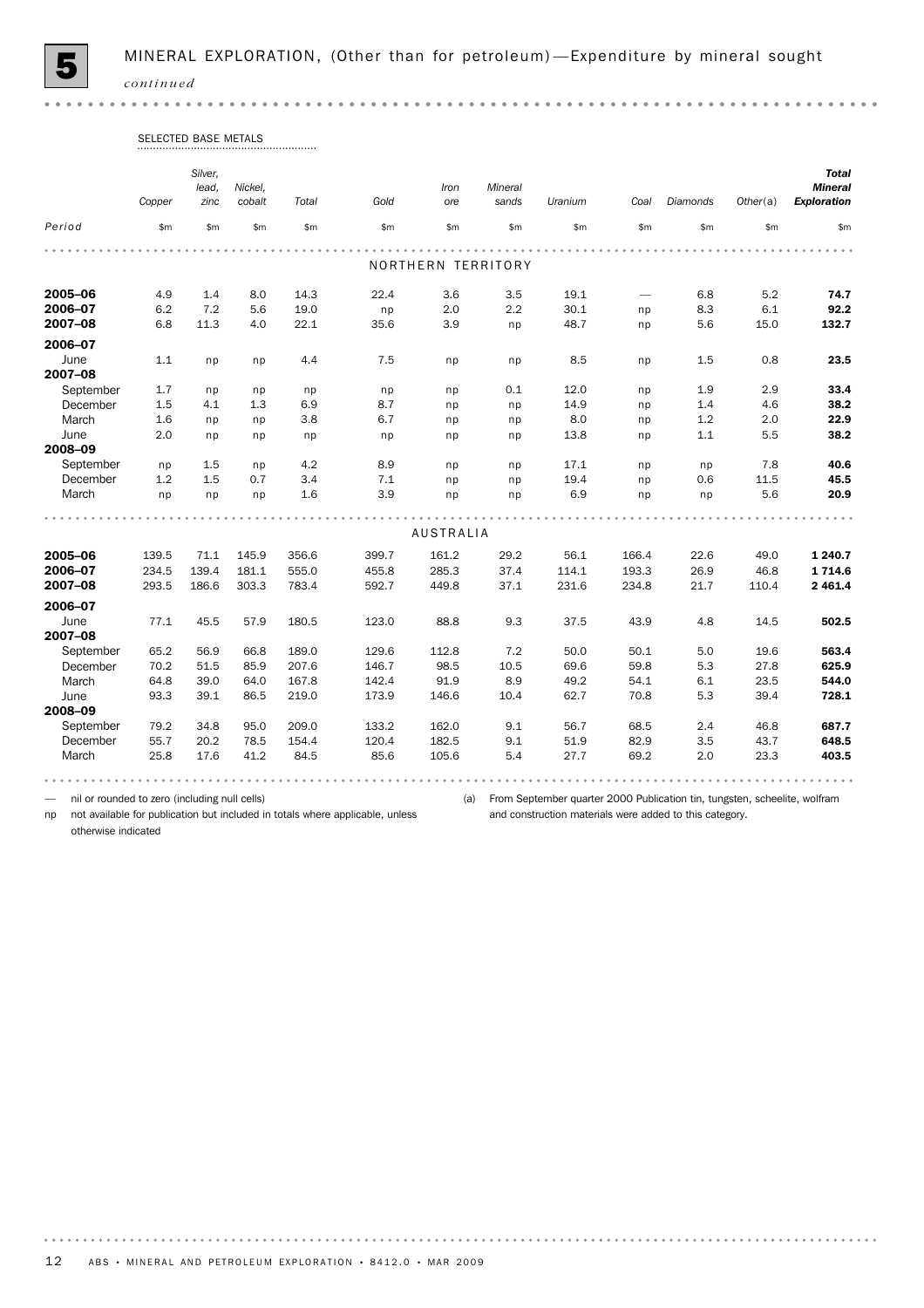# 5 MINERAL EXPLORATION, (Other than for petroleum)—Expenditure by mineral sought *continued*

| Period | Copper | Silver, lead, zinc | Nickel, cobalt | Total | Gold | Iron ore | Mineral sands | Uranium | Coal | Diamonds | Other(a) | **Total Mineral Exploration** |
|---|---|---|---|---|---|---|---|---|---|---|---|---|
| | SELECTED BASE METALS | | | | | | | | | | | |
| | $m | $m | $m | $m | $m | $m | $m | $m | $m | $m | $m | $m |
| | | | | | | NORTHERN TERRITORY | | | | | | |
| **2005–06** | 4.9 | 1.4 | 8.0 | 14.3 | 22.4 | 3.6 | 3.5 | 19.1 | — | 6.8 | 5.2 | **74.7** |
| **2006–07** | 6.2 | 7.2 | 5.6 | 19.0 | np | 2.0 | 2.2 | 30.1 | np | 8.3 | 6.1 | **92.2** |
| **2007–08** | 6.8 | 11.3 | 4.0 | 22.1 | 35.6 | 3.9 | np | 48.7 | np | 5.6 | 15.0 | **132.7** |
| **2006–07** | | | | | | | | | | | | |
| June | 1.1 | np | np | 4.4 | 7.5 | np | np | 8.5 | np | 1.5 | 0.8 | **23.5** |
| **2007–08** | | | | | | | | | | | | |
| September | 1.7 | np | np | np | np | np | 0.1 | 12.0 | np | 1.9 | 2.9 | **33.4** |
| December | 1.5 | 4.1 | 1.3 | 6.9 | 8.7 | np | np | 14.9 | np | 1.4 | 4.6 | **38.2** |
| March | 1.6 | np | np | 3.8 | 6.7 | np | np | 8.0 | np | 1.2 | 2.0 | **22.9** |
| June | 2.0 | np | np | np | np | np | np | 13.8 | np | 1.1 | 5.5 | **38.2** |
| **2008–09** | | | | | | | | | | | | |
| September | np | 1.5 | np | 4.2 | 8.9 | np | np | 17.1 | np | np | 7.8 | **40.6** |
| December | 1.2 | 1.5 | 0.7 | 3.4 | 7.1 | np | np | 19.4 | np | 0.6 | 11.5 | **45.5** |
| March | np | np | np | 1.6 | 3.9 | np | np | 6.9 | np | np | 5.6 | **20.9** |
| | | | | | | AUSTRALIA | | | | | | |
| **2005–06** | 139.5 | 71.1 | 145.9 | 356.6 | 399.7 | 161.2 | 29.2 | 56.1 | 166.4 | 22.6 | 49.0 | **1 240.7** |
| **2006–07** | 234.5 | 139.4 | 181.1 | 555.0 | 455.8 | 285.3 | 37.4 | 114.1 | 193.3 | 26.9 | 46.8 | **1 714.6** |
| **2007–08** | 293.5 | 186.6 | 303.3 | 783.4 | 592.7 | 449.8 | 37.1 | 231.6 | 234.8 | 21.7 | 110.4 | **2 461.4** |
| **2006–07** | | | | | | | | | | | | |
| June | 77.1 | 45.5 | 57.9 | 180.5 | 123.0 | 88.8 | 9.3 | 37.5 | 43.9 | 4.8 | 14.5 | **502.5** |
| **2007–08** | | | | | | | | | | | | |
| September | 65.2 | 56.9 | 66.8 | 189.0 | 129.6 | 112.8 | 7.2 | 50.0 | 50.1 | 5.0 | 19.6 | **563.4** |
| December | 70.2 | 51.5 | 85.9 | 207.6 | 146.7 | 98.5 | 10.5 | 69.6 | 59.8 | 5.3 | 27.8 | **625.9** |
| March | 64.8 | 39.0 | 64.0 | 167.8 | 142.4 | 91.9 | 8.9 | 49.2 | 54.1 | 6.1 | 23.5 | **544.0** |
| June | 93.3 | 39.1 | 86.5 | 219.0 | 173.9 | 146.6 | 10.4 | 62.7 | 70.8 | 5.3 | 39.4 | **728.1** |
| **2008–09** | | | | | | | | | | | | |
| September | 79.2 | 34.8 | 95.0 | 209.0 | 133.2 | 162.0 | 9.1 | 56.7 | 68.5 | 2.4 | 46.8 | **687.7** |
| December | 55.7 | 20.2 | 78.5 | 154.4 | 120.4 | 182.5 | 9.1 | 51.9 | 82.9 | 3.5 | 43.7 | **648.5** |
| March | 25.8 | 17.6 | 41.2 | 84.5 | 85.6 | 105.6 | 5.4 | 27.7 | 69.2 | 2.0 | 23.3 | **403.5** |

— nil or rounded to zero (including null cells)

np not available for publication but included in totals where applicable, unless otherwise indicated

(a) From September quarter 2000 Publication tin, tungsten, scheelite, wolfram and construction materials were added to this category.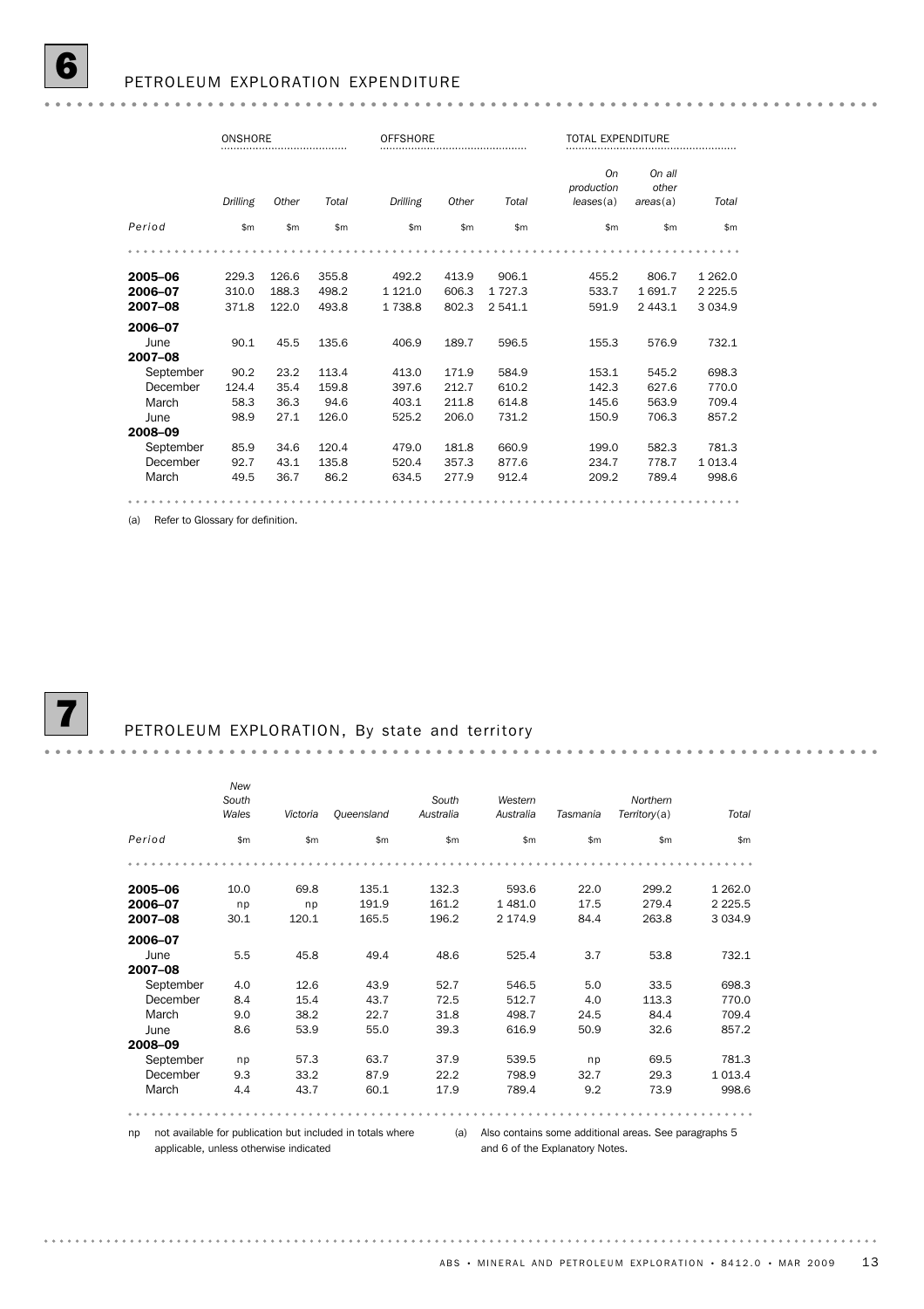## 6 PETROLEUM EXPLORATION EXPENDITURE

| | ONSHORE | | | OFFSHORE | | | TOTAL EXPENDITURE | | |
|---|---|---|---|---|---|---|---|---|---|
| | *Drilling* | *Other* | *Total* | *Drilling* | *Other* | *Total* | *On production leases*(a) | *On all other areas*(a) | *Total* |
| *Period* | $m | $m | $m | $m | $m | $m | $m | $m | $m |
| **2005–06** | 229.3 | 126.6 | 355.8 | 492.2 | 413.9 | 906.1 | 455.2 | 806.7 | 1 262.0 |
| **2006–07** | 310.0 | 188.3 | 498.2 | 1 121.0 | 606.3 | 1 727.3 | 533.7 | 1 691.7 | 2 225.5 |
| **2007–08** | 371.8 | 122.0 | 493.8 | 1 738.8 | 802.3 | 2 541.1 | 591.9 | 2 443.1 | 3 034.9 |
| **2006–07** | | | | | | | | | |
| June | 90.1 | 45.5 | 135.6 | 406.9 | 189.7 | 596.5 | 155.3 | 576.9 | 732.1 |
| **2007–08** | | | | | | | | | |
| September | 90.2 | 23.2 | 113.4 | 413.0 | 171.9 | 584.9 | 153.1 | 545.2 | 698.3 |
| December | 124.4 | 35.4 | 159.8 | 397.6 | 212.7 | 610.2 | 142.3 | 627.6 | 770.0 |
| March | 58.3 | 36.3 | 94.6 | 403.1 | 211.8 | 614.8 | 145.6 | 563.9 | 709.4 |
| June | 98.9 | 27.1 | 126.0 | 525.2 | 206.0 | 731.2 | 150.9 | 706.3 | 857.2 |
| **2008–09** | | | | | | | | | |
| September | 85.9 | 34.6 | 120.4 | 479.0 | 181.8 | 660.9 | 199.0 | 582.3 | 781.3 |
| December | 92.7 | 43.1 | 135.8 | 520.4 | 357.3 | 877.6 | 234.7 | 778.7 | 1 013.4 |
| March | 49.5 | 36.7 | 86.2 | 634.5 | 277.9 | 912.4 | 209.2 | 789.4 | 998.6 |

(a) Refer to Glossary for definition.

## 7 PETROLEUM EXPLORATION, By state and territory

| | *New South Wales* | *Victoria* | *Queensland* | *South Australia* | *Western Australia* | *Tasmania* | *Northern Territory*(a) | *Total* |
|---|---|---|---|---|---|---|---|---|
| *Period* | $m | $m | $m | $m | $m | $m | $m | $m |
| **2005–06** | 10.0 | 69.8 | 135.1 | 132.3 | 593.6 | 22.0 | 299.2 | 1 262.0 |
| **2006–07** | np | np | 191.9 | 161.2 | 1 481.0 | 17.5 | 279.4 | 2 225.5 |
| **2007–08** | 30.1 | 120.1 | 165.5 | 196.2 | 2 174.9 | 84.4 | 263.8 | 3 034.9 |
| **2006–07** | | | | | | | | |
| June | 5.5 | 45.8 | 49.4 | 48.6 | 525.4 | 3.7 | 53.8 | 732.1 |
| **2007–08** | | | | | | | | |
| September | 4.0 | 12.6 | 43.9 | 52.7 | 546.5 | 5.0 | 33.5 | 698.3 |
| December | 8.4 | 15.4 | 43.7 | 72.5 | 512.7 | 4.0 | 113.3 | 770.0 |
| March | 9.0 | 38.2 | 22.7 | 31.8 | 498.7 | 24.5 | 84.4 | 709.4 |
| June | 8.6 | 53.9 | 55.0 | 39.3 | 616.9 | 50.9 | 32.6 | 857.2 |
| **2008–09** | | | | | | | | |
| September | np | 57.3 | 63.7 | 37.9 | 539.5 | np | 69.5 | 781.3 |
| December | 9.3 | 33.2 | 87.9 | 22.2 | 798.9 | 32.7 | 29.3 | 1 013.4 |
| March | 4.4 | 43.7 | 60.1 | 17.9 | 789.4 | 9.2 | 73.9 | 998.6 |

np not available for publication but included in totals where applicable, unless otherwise indicated

(a) Also contains some additional areas. See paragraphs 5 and 6 of the Explanatory Notes.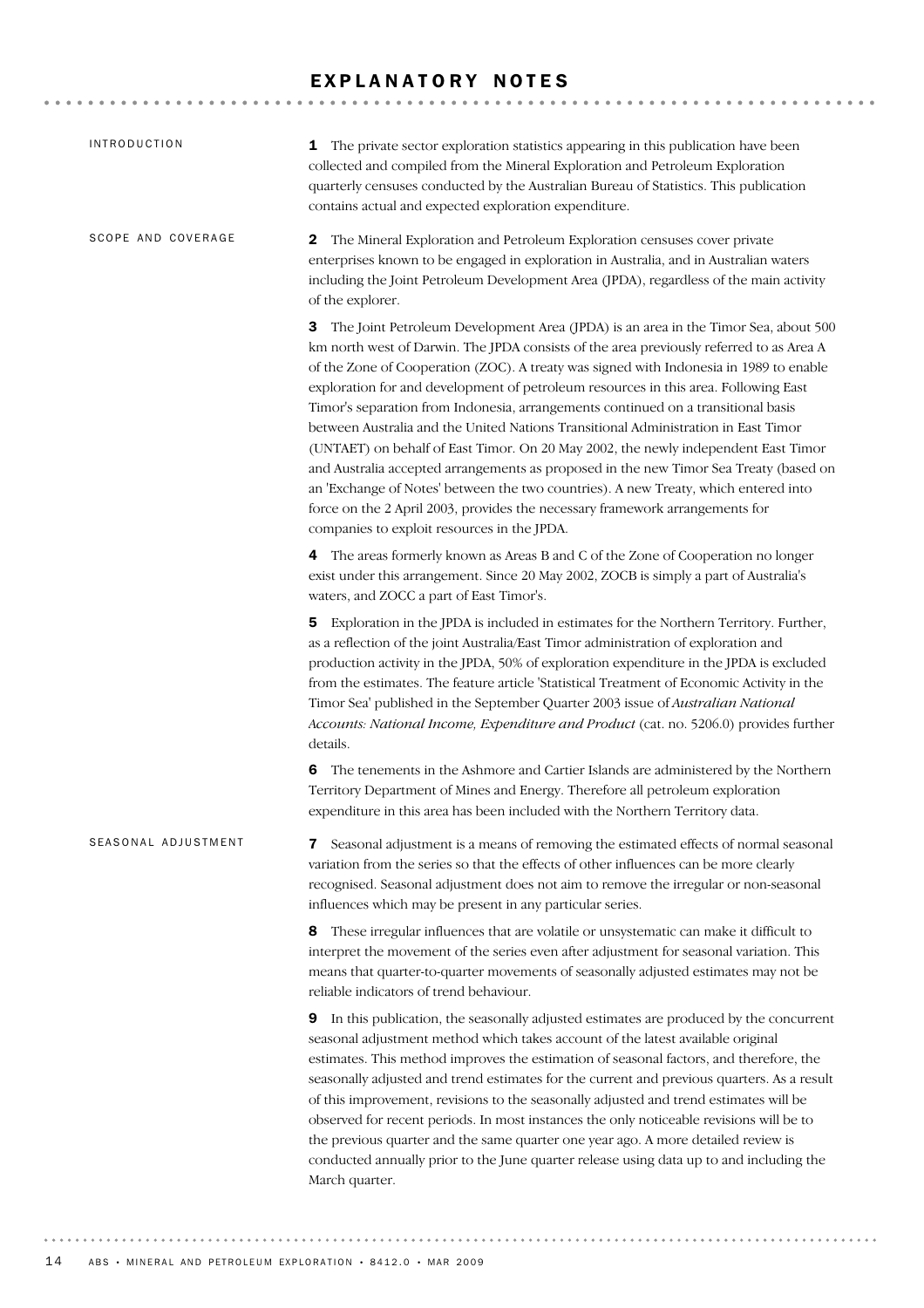# EXPLANATORY NOTES

## INTRODUCTION

**1** The private sector exploration statistics appearing in this publication have been collected and compiled from the Mineral Exploration and Petroleum Exploration quarterly censuses conducted by the Australian Bureau of Statistics. This publication contains actual and expected exploration expenditure.

## SCOPE AND COVERAGE

**2** The Mineral Exploration and Petroleum Exploration censuses cover private enterprises known to be engaged in exploration in Australia, and in Australian waters including the Joint Petroleum Development Area (JPDA), regardless of the main activity of the explorer.

**3** The Joint Petroleum Development Area (JPDA) is an area in the Timor Sea, about 500 km north west of Darwin. The JPDA consists of the area previously referred to as Area A of the Zone of Cooperation (ZOC). A treaty was signed with Indonesia in 1989 to enable exploration for and development of petroleum resources in this area. Following East Timor's separation from Indonesia, arrangements continued on a transitional basis between Australia and the United Nations Transitional Administration in East Timor (UNTAET) on behalf of East Timor. On 20 May 2002, the newly independent East Timor and Australia accepted arrangements as proposed in the new Timor Sea Treaty (based on an 'Exchange of Notes' between the two countries). A new Treaty, which entered into force on the 2 April 2003, provides the necessary framework arrangements for companies to exploit resources in the JPDA.

**4** The areas formerly known as Areas B and C of the Zone of Cooperation no longer exist under this arrangement. Since 20 May 2002, ZOCB is simply a part of Australia's waters, and ZOCC a part of East Timor's.

**5** Exploration in the JPDA is included in estimates for the Northern Territory. Further, as a reflection of the joint Australia/East Timor administration of exploration and production activity in the JPDA, 50% of exploration expenditure in the JPDA is excluded from the estimates. The feature article 'Statistical Treatment of Economic Activity in the Timor Sea' published in the September Quarter 2003 issue of *Australian National Accounts: National Income, Expenditure and Product* (cat. no. 5206.0) provides further details.

**6** The tenements in the Ashmore and Cartier Islands are administered by the Northern Territory Department of Mines and Energy. Therefore all petroleum exploration expenditure in this area has been included with the Northern Territory data.

## SEASONAL ADJUSTMENT

**7** Seasonal adjustment is a means of removing the estimated effects of normal seasonal variation from the series so that the effects of other influences can be more clearly recognised. Seasonal adjustment does not aim to remove the irregular or non-seasonal influences which may be present in any particular series.

**8** These irregular influences that are volatile or unsystematic can make it difficult to interpret the movement of the series even after adjustment for seasonal variation. This means that quarter-to-quarter movements of seasonally adjusted estimates may not be reliable indicators of trend behaviour.

**9** In this publication, the seasonally adjusted estimates are produced by the concurrent seasonal adjustment method which takes account of the latest available original estimates. This method improves the estimation of seasonal factors, and therefore, the seasonally adjusted and trend estimates for the current and previous quarters. As a result of this improvement, revisions to the seasonally adjusted and trend estimates will be observed for recent periods. In most instances the only noticeable revisions will be to the previous quarter and the same quarter one year ago. A more detailed review is conducted annually prior to the June quarter release using data up to and including the March quarter.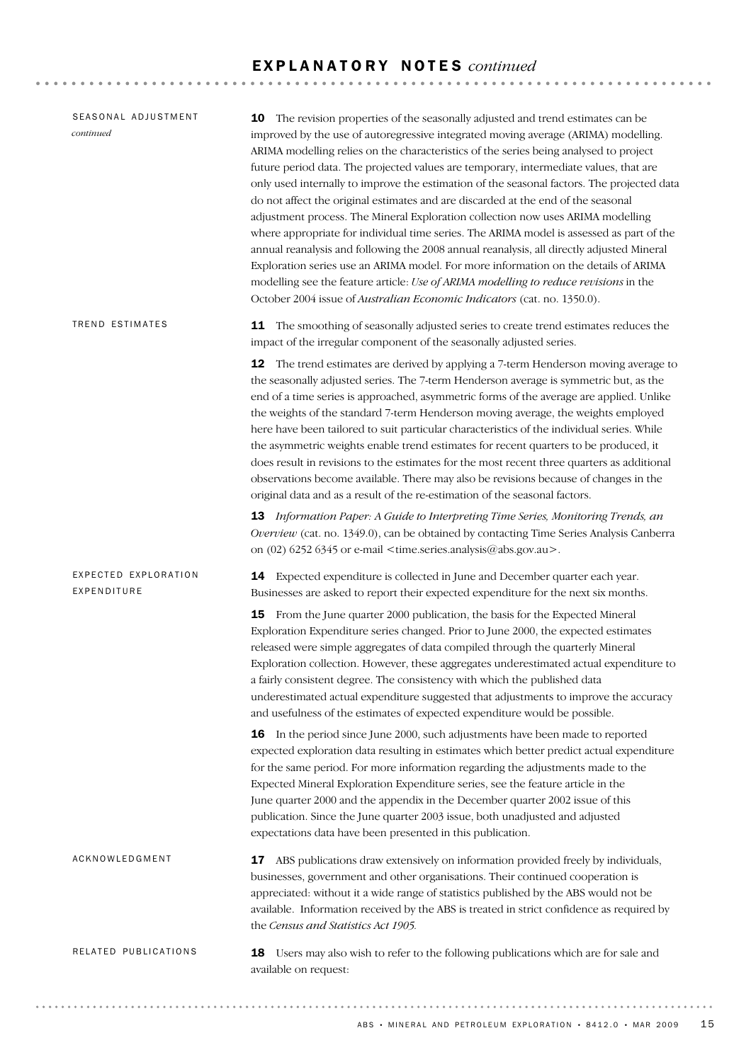## EXPLANATORY NOTES *continued*

### SEASONAL ADJUSTMENT *continued*

**10** The revision properties of the seasonally adjusted and trend estimates can be improved by the use of autoregressive integrated moving average (ARIMA) modelling. ARIMA modelling relies on the characteristics of the series being analysed to project future period data. The projected values are temporary, intermediate values, that are only used internally to improve the estimation of the seasonal factors. The projected data do not affect the original estimates and are discarded at the end of the seasonal adjustment process. The Mineral Exploration collection now uses ARIMA modelling where appropriate for individual time series. The ARIMA model is assessed as part of the annual reanalysis and following the 2008 annual reanalysis, all directly adjusted Mineral Exploration series use an ARIMA model. For more information on the details of ARIMA modelling see the feature article: *Use of ARIMA modelling to reduce revisions* in the October 2004 issue of *Australian Economic Indicators* (cat. no. 1350.0).

### TREND ESTIMATES

**11** The smoothing of seasonally adjusted series to create trend estimates reduces the impact of the irregular component of the seasonally adjusted series.

**12** The trend estimates are derived by applying a 7-term Henderson moving average to the seasonally adjusted series. The 7-term Henderson average is symmetric but, as the end of a time series is approached, asymmetric forms of the average are applied. Unlike the weights of the standard 7-term Henderson moving average, the weights employed here have been tailored to suit particular characteristics of the individual series. While the asymmetric weights enable trend estimates for recent quarters to be produced, it does result in revisions to the estimates for the most recent three quarters as additional observations become available. There may also be revisions because of changes in the original data and as a result of the re-estimation of the seasonal factors.

**13** *Information Paper: A Guide to Interpreting Time Series, Monitoring Trends, an Overview* (cat. no. 1349.0), can be obtained by contacting Time Series Analysis Canberra on (02) 6252 6345 or e-mail <time.series.analysis@abs.gov.au>.

### EXPECTED EXPLORATION EXPENDITURE

**14** Expected expenditure is collected in June and December quarter each year. Businesses are asked to report their expected expenditure for the next six months.

**15** From the June quarter 2000 publication, the basis for the Expected Mineral Exploration Expenditure series changed. Prior to June 2000, the expected estimates released were simple aggregates of data compiled through the quarterly Mineral Exploration collection. However, these aggregates underestimated actual expenditure to a fairly consistent degree. The consistency with which the published data underestimated actual expenditure suggested that adjustments to improve the accuracy and usefulness of the estimates of expected expenditure would be possible.

**16** In the period since June 2000, such adjustments have been made to reported expected exploration data resulting in estimates which better predict actual expenditure for the same period. For more information regarding the adjustments made to the Expected Mineral Exploration Expenditure series, see the feature article in the June quarter 2000 and the appendix in the December quarter 2002 issue of this publication. Since the June quarter 2003 issue, both unadjusted and adjusted expectations data have been presented in this publication.

### ACKNOWLEDGMENT

**17** ABS publications draw extensively on information provided freely by individuals, businesses, government and other organisations. Their continued cooperation is appreciated: without it a wide range of statistics published by the ABS would not be available. Information received by the ABS is treated in strict confidence as required by the *Census and Statistics Act 1905*.

### RELATED PUBLICATIONS

**18** Users may also wish to refer to the following publications which are for sale and available on request: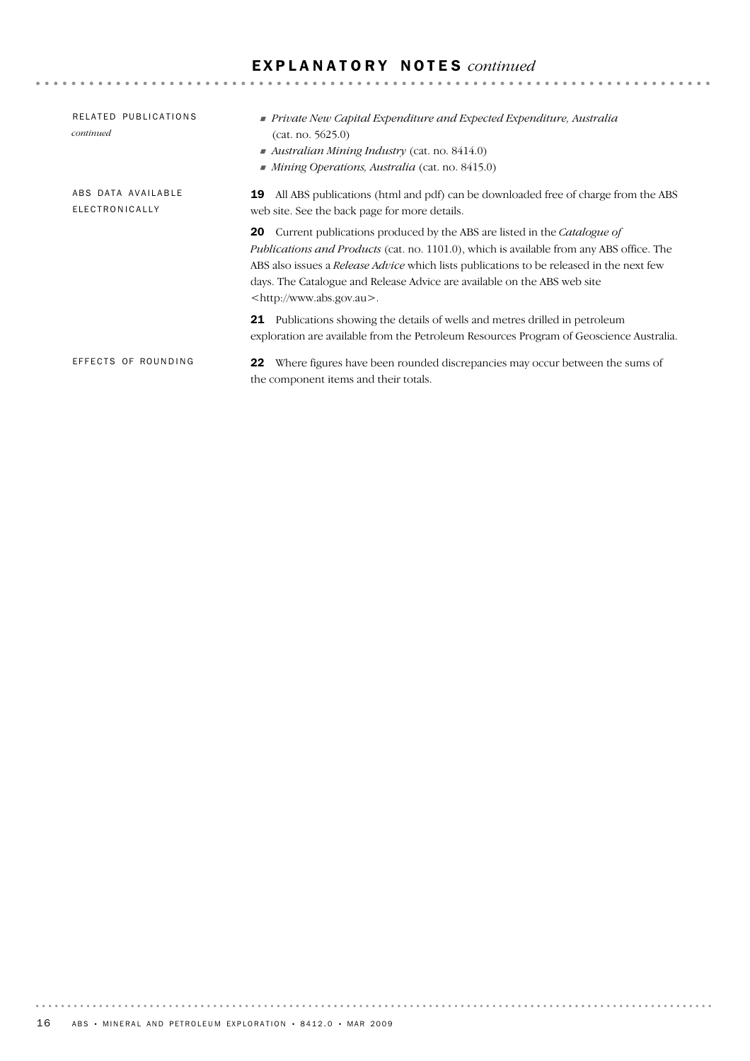## EXPLANATORY NOTES *continued*

### RELATED PUBLICATIONS *continued*

- *Private New Capital Expenditure and Expected Expenditure, Australia* (cat. no. 5625.0)
- *Australian Mining Industry* (cat. no. 8414.0)
- *Mining Operations, Australia* (cat. no. 8415.0)

### ABS DATA AVAILABLE ELECTRONICALLY

**19** All ABS publications (html and pdf) can be downloaded free of charge from the ABS web site. See the back page for more details.

**20** Current publications produced by the ABS are listed in the *Catalogue of Publications and Products* (cat. no. 1101.0), which is available from any ABS office. The ABS also issues a *Release Advice* which lists publications to be released in the next few days. The Catalogue and Release Advice are available on the ABS web site <http://www.abs.gov.au>.

**21** Publications showing the details of wells and metres drilled in petroleum exploration are available from the Petroleum Resources Program of Geoscience Australia.

### EFFECTS OF ROUNDING

**22** Where figures have been rounded discrepancies may occur between the sums of the component items and their totals.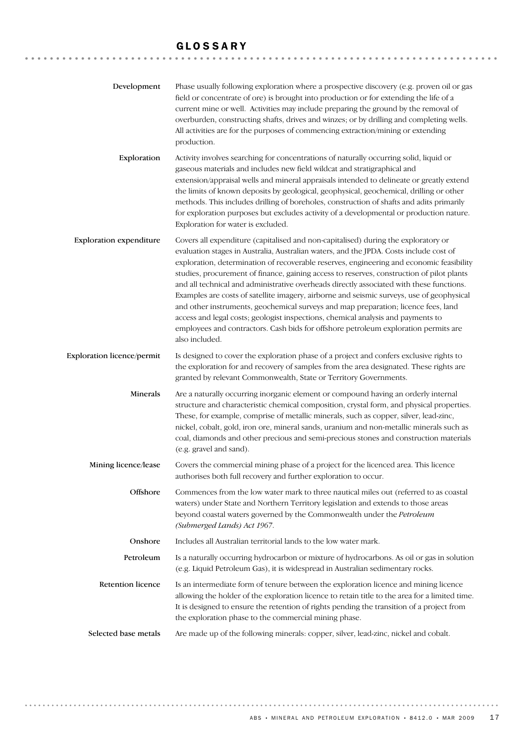# GLOSSARY

**Development**
Phase usually following exploration where a prospective discovery (e.g. proven oil or gas field or concentrate of ore) is brought into production or for extending the life of a current mine or well. Activities may include preparing the ground by the removal of overburden, constructing shafts, drives and winzes; or by drilling and completing wells. All activities are for the purposes of commencing extraction/mining or extending production.

**Exploration**
Activity involves searching for concentrations of naturally occurring solid, liquid or gaseous materials and includes new field wildcat and stratigraphical and extension/appraisal wells and mineral appraisals intended to delineate or greatly extend the limits of known deposits by geological, geophysical, geochemical, drilling or other methods. This includes drilling of boreholes, construction of shafts and adits primarily for exploration purposes but excludes activity of a developmental or production nature. Exploration for water is excluded.

**Exploration expenditure**
Covers all expenditure (capitalised and non-capitalised) during the exploratory or evaluation stages in Australia, Australian waters, and the JPDA. Costs include cost of exploration, determination of recoverable reserves, engineering and economic feasibility studies, procurement of finance, gaining access to reserves, construction of pilot plants and all technical and administrative overheads directly associated with these functions. Examples are costs of satellite imagery, airborne and seismic surveys, use of geophysical and other instruments, geochemical surveys and map preparation; licence fees, land access and legal costs; geologist inspections, chemical analysis and payments to employees and contractors. Cash bids for offshore petroleum exploration permits are also included.

**Exploration licence/permit**
Is designed to cover the exploration phase of a project and confers exclusive rights to the exploration for and recovery of samples from the area designated. These rights are granted by relevant Commonwealth, State or Territory Governments.

**Minerals**
Are a naturally occurring inorganic element or compound having an orderly internal structure and characteristic chemical composition, crystal form, and physical properties. These, for example, comprise of metallic minerals, such as copper, silver, lead-zinc, nickel, cobalt, gold, iron ore, mineral sands, uranium and non-metallic minerals such as coal, diamonds and other precious and semi-precious stones and construction materials (e.g. gravel and sand).

**Mining licence/lease**
Covers the commercial mining phase of a project for the licenced area. This licence authorises both full recovery and further exploration to occur.

**Offshore**
Commences from the low water mark to three nautical miles out (referred to as coastal waters) under State and Northern Territory legislation and extends to those areas beyond coastal waters governed by the Commonwealth under the *Petroleum (Submerged Lands) Act 1967*.

**Onshore**
Includes all Australian territorial lands to the low water mark.

**Petroleum**
Is a naturally occurring hydrocarbon or mixture of hydrocarbons. As oil or gas in solution (e.g. Liquid Petroleum Gas), it is widespread in Australian sedimentary rocks.

**Retention licence**
Is an intermediate form of tenure between the exploration licence and mining licence allowing the holder of the exploration licence to retain title to the area for a limited time. It is designed to ensure the retention of rights pending the transition of a project from the exploration phase to the commercial mining phase.

**Selected base metals**
Are made up of the following minerals: copper, silver, lead-zinc, nickel and cobalt.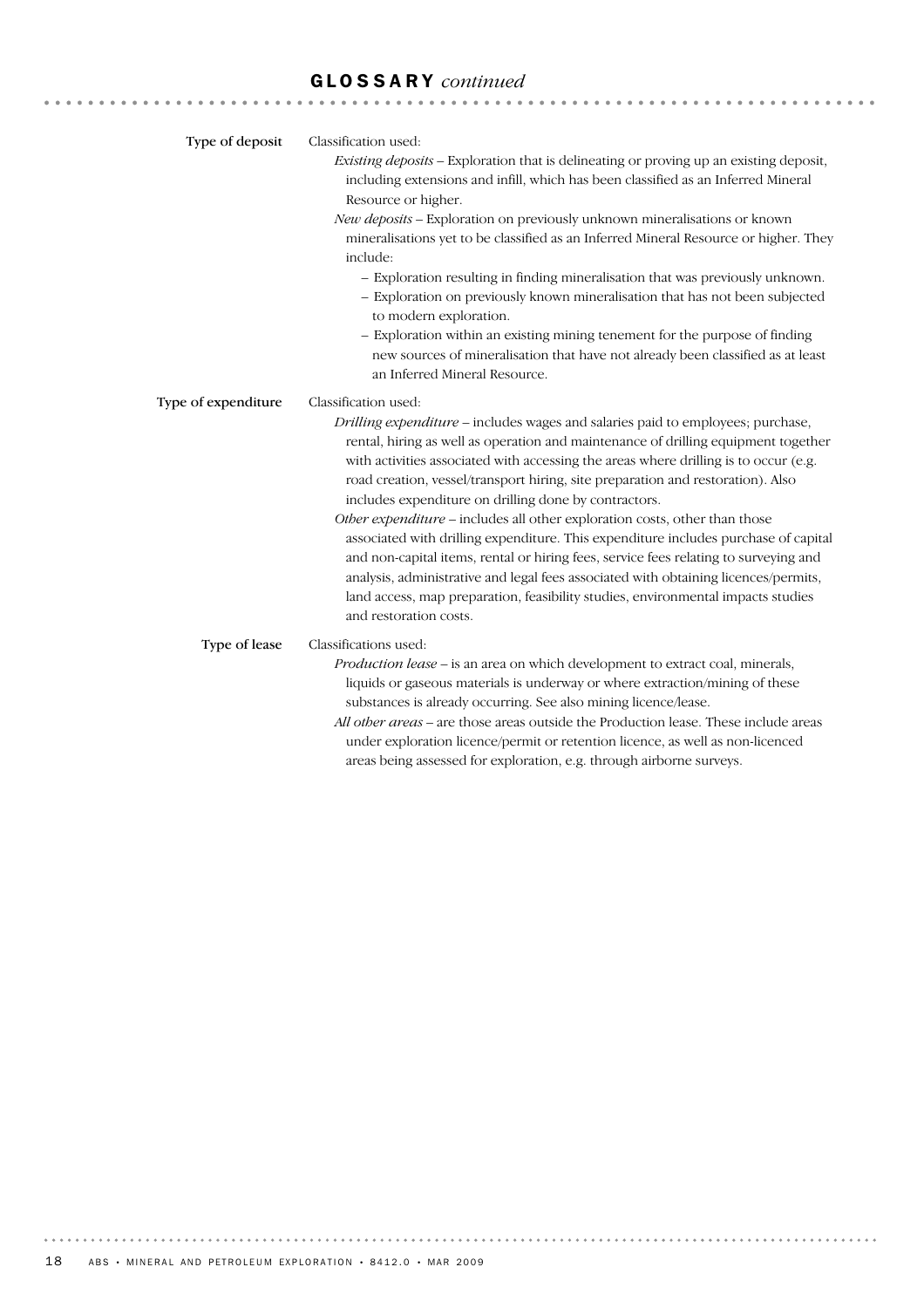## GLOSSARY *continued*

**Type of deposit**

Classification used:

*Existing deposits* – Exploration that is delineating or proving up an existing deposit, including extensions and infill, which has been classified as an Inferred Mineral Resource or higher.

*New deposits* – Exploration on previously unknown mineralisations or known mineralisations yet to be classified as an Inferred Mineral Resource or higher. They include:

- Exploration resulting in finding mineralisation that was previously unknown.
- Exploration on previously known mineralisation that has not been subjected to modern exploration.
- Exploration within an existing mining tenement for the purpose of finding new sources of mineralisation that have not already been classified as at least an Inferred Mineral Resource.

**Type of expenditure**

Classification used:

*Drilling expenditure* – includes wages and salaries paid to employees; purchase, rental, hiring as well as operation and maintenance of drilling equipment together with activities associated with accessing the areas where drilling is to occur (e.g. road creation, vessel/transport hiring, site preparation and restoration). Also includes expenditure on drilling done by contractors.

*Other expenditure* – includes all other exploration costs, other than those associated with drilling expenditure. This expenditure includes purchase of capital and non-capital items, rental or hiring fees, service fees relating to surveying and analysis, administrative and legal fees associated with obtaining licences/permits, land access, map preparation, feasibility studies, environmental impacts studies and restoration costs.

**Type of lease**

Classifications used:

*Production lease* – is an area on which development to extract coal, minerals, liquids or gaseous materials is underway or where extraction/mining of these substances is already occurring. See also mining licence/lease.

*All other areas* – are those areas outside the Production lease. These include areas under exploration licence/permit or retention licence, as well as non-licenced areas being assessed for exploration, e.g. through airborne surveys.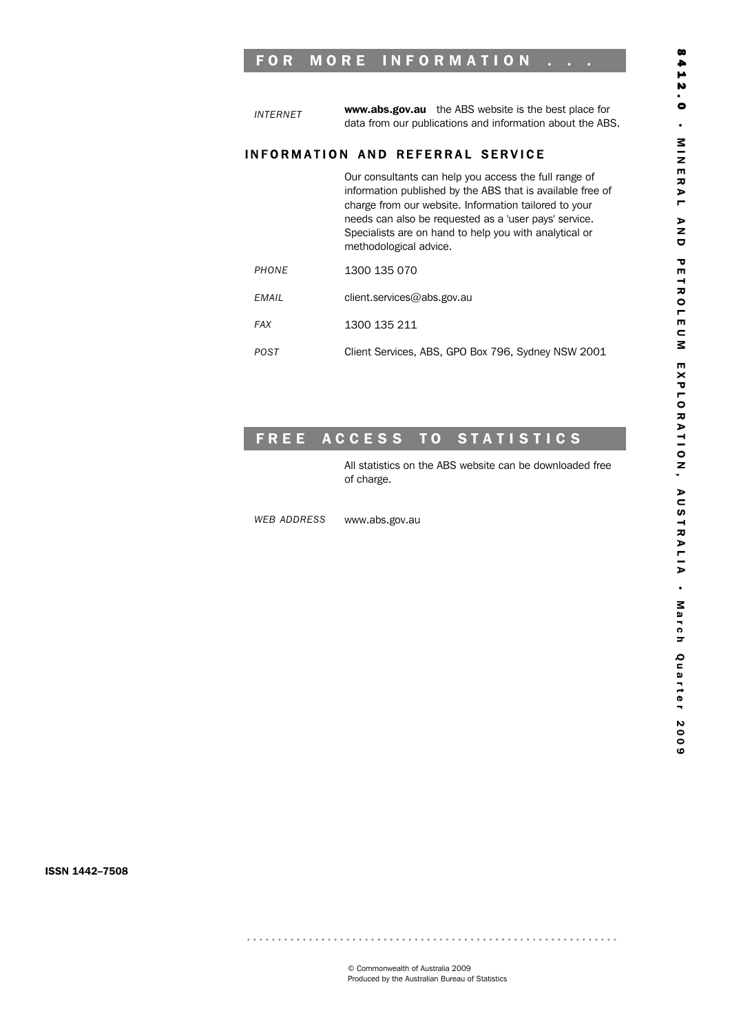## FOR MORE INFORMATION . . .

*INTERNET* **www.abs.gov.au** the ABS website is the best place for data from our publications and information about the ABS.

### INFORMATION AND REFERRAL SERVICE

Our consultants can help you access the full range of information published by the ABS that is available free of charge from our website. Information tailored to your needs can also be requested as a 'user pays' service. Specialists are on hand to help you with analytical or methodological advice.

*PHONE* 1300 135 070

*EMAIL* client.services@abs.gov.au

*FAX* 1300 135 211

*POST* Client Services, ABS, GPO Box 796, Sydney NSW 2001

## FREE ACCESS TO STATISTICS

All statistics on the ABS website can be downloaded free of charge.

*WEB ADDRESS* www.abs.gov.au

**ISSN 1442–7508**

© Commonwealth of Australia 2009
Produced by the Australian Bureau of Statistics